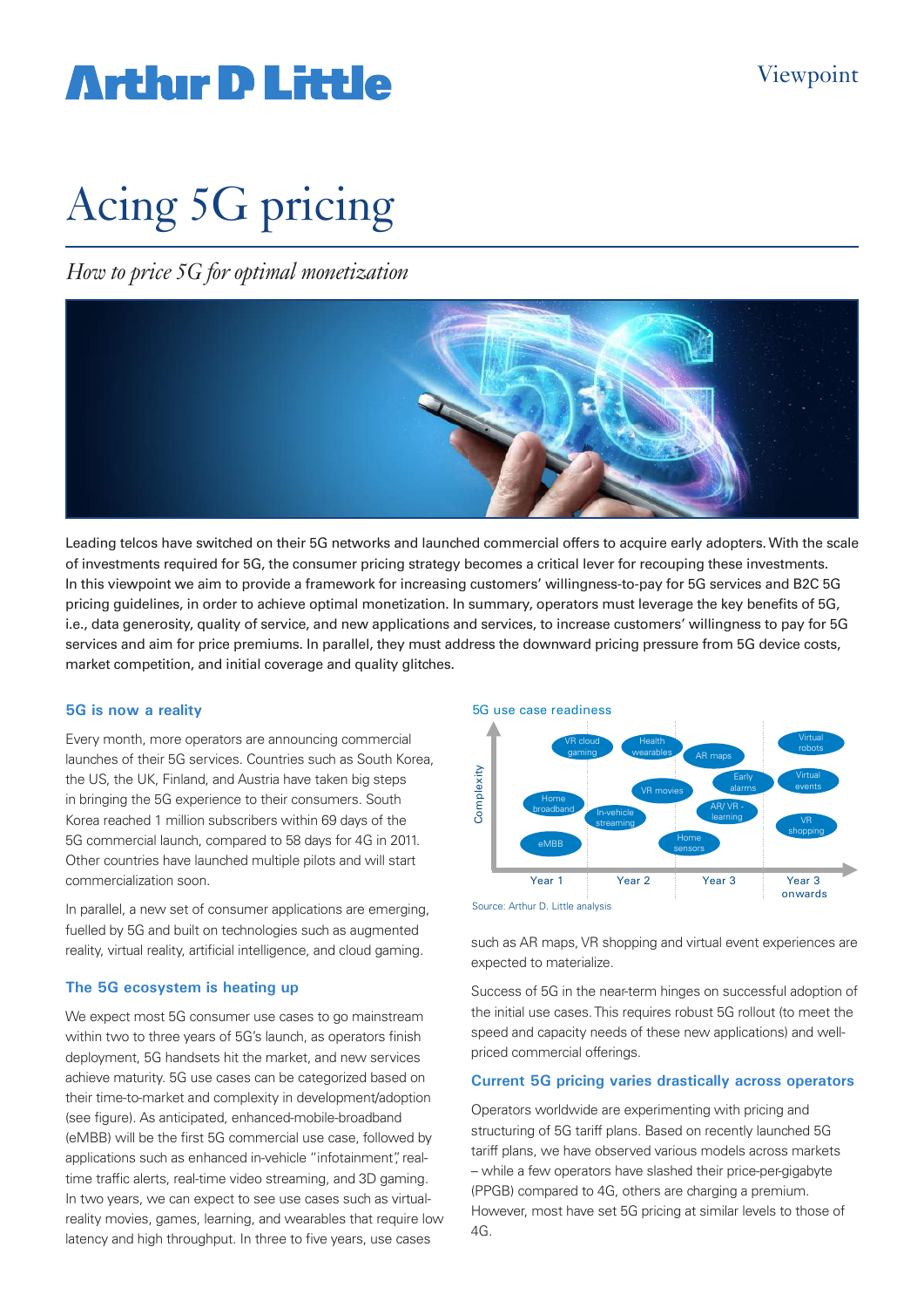# Acing 5G pricing

*How to price 5G for optimal monetization*

Leading telcos have switched on their 5G networks and launched commercial offers to acquire early adopters. With the scale of investments required for 5G, the consumer pricing strategy becomes a critical lever for recouping these investments. In this viewpoint we aim to provide a framework for increasing customers' willingness-to-pay for 5G services and B2C 5G pricing guidelines, in order to achieve optimal monetization. In summary, operators must leverage the key benefits of 5G, i.e., data generosity, quality of service, and new applications and services, to increase customers' willingness to pay for 5G services and aim for price premiums. In parallel, they must address the downward pricing pressure from 5G device costs, market competition, and initial coverage and quality glitches.

## 5G is now a reality

Every month, more operators are announcing commercial launches of their 5G services. Countries such as South Korea, the US, the UK, Finland, and Austria have taken big steps in bringing the 5G experience to their consumers. South Korea reached 1 million subscribers within 69 days of the 5G commercial launch, compared to 58 days for 4G in 2011. Other countries have launched multiple pilots and will start commercialization soon.

In parallel, a new set of consumer applications are emerging, fuelled by 5G and built on technologies such as augmented reality, virtual reality, artificial intelligence, and cloud gaming.

## The 5G ecosystem is heating up

We expect most 5G consumer use cases to go mainstream within two to three years of 5G's launch, as operators finish deployment, 5G handsets hit the market, and new services achieve maturity. 5G use cases can be categorized based on their time-to-market and complexity in development/adoption (see figure). As anticipated, enhanced-mobile-broadband (eMBB) will be the first 5G commercial use case, followed by applications such as enhanced in-vehicle "infotainment", real-time traffic alerts, real-time video streaming, and 3D gaming. In two years, we can expect to see use cases such as virtual-reality movies, games, learning, and wearables that require low latency and high throughput. In three to five years, use cases such as AR maps, VR shopping and virtual event experiences are expected to materialize.

**5G use case readiness**

| Timeframe | Use cases |
|---|---|
| Year 1 | eMBB, Home broadband, VR cloud gaming |
| Year 2 | In-vehicle streaming, VR movies, Health wearables |
| Year 3 | Home sensors, AR/VR - learning, Early alarms, AR maps |
| Year 3 onwards | VR shopping, Virtual events, Virtual robots |

(Vertical axis: Complexity)

Source: Arthur D. Little analysis

Success of 5G in the near-term hinges on successful adoption of the initial use cases. This requires robust 5G rollout (to meet the speed and capacity needs of these new applications) and well-priced commercial offerings.

## Current 5G pricing varies drastically across operators

Operators worldwide are experimenting with pricing and structuring of 5G tariff plans. Based on recently launched 5G tariff plans, we have observed various models across markets – while a few operators have slashed their price-per-gigabyte (PPGB) compared to 4G, others are charging a premium. However, most have set 5G pricing at similar levels to those of 4G.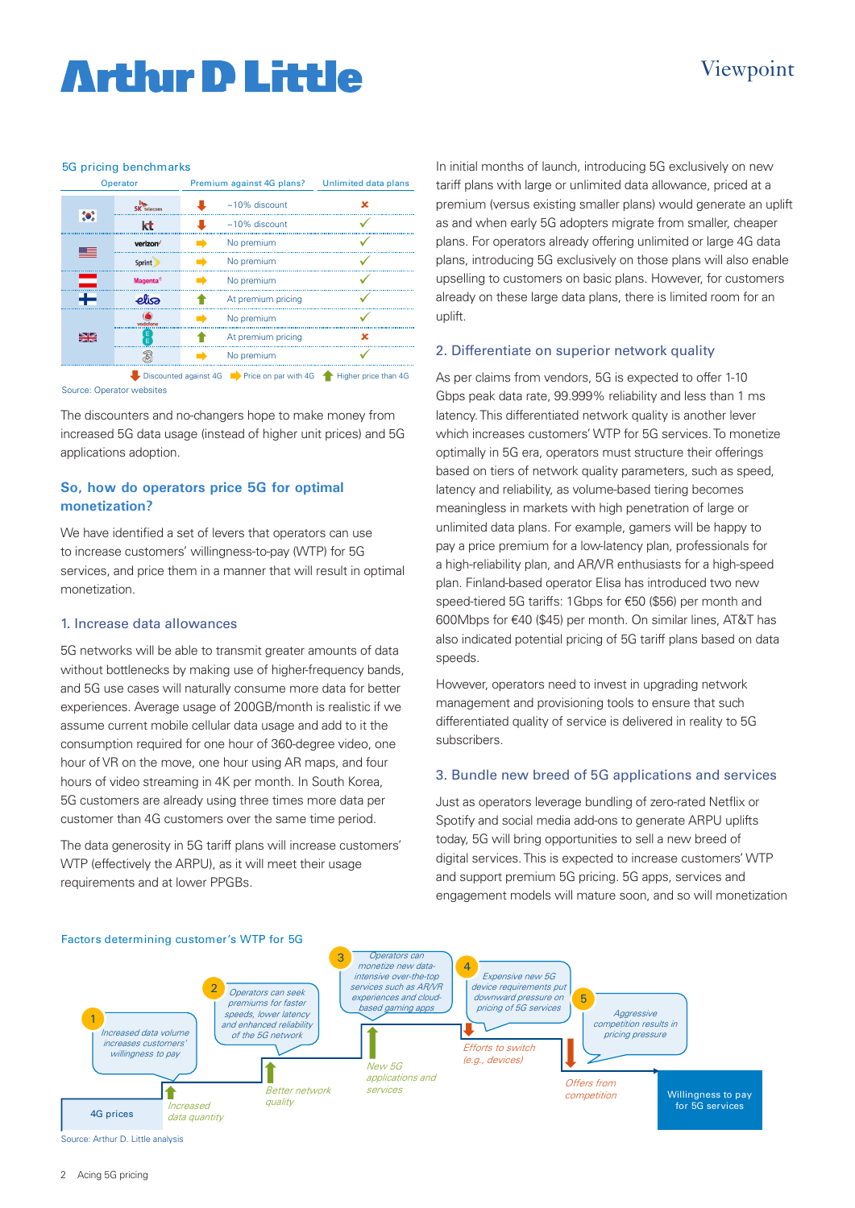5G pricing benchmarks

| Operator | | Premium against 4G plans? | | Unlimited data plans |
|---|---|---|---|---|
| South Korea | SK Telecom | ⬇ | ~10% discount | ✗ |
| | kt | ⬇ | ~10% discount | ✓ |
| US | verizon | ➡ | No premium | ✓ |
| | Sprint | ➡ | No premium | ✓ |
| Austria | Magenta | ➡ | No premium | ✓ |
| Finland | elisa | ⬆ | At premium pricing | ✓ |
| UK | vodafone | ➡ | No premium | ✓ |
| | EE | ⬆ | At premium pricing | ✗ |
| | 3 | ➡ | No premium | ✓ |

⬇ Discounted against 4G ➡ Price on par with 4G ⬆ Higher price than 4G

Source: Operator websites

The discounters and no-changers hope to make money from increased 5G data usage (instead of higher unit prices) and 5G applications adoption.

## So, how do operators price 5G for optimal monetization?

We have identified a set of levers that operators can use to increase customers' willingness-to-pay (WTP) for 5G services, and price them in a manner that will result in optimal monetization.

### 1. Increase data allowances

5G networks will be able to transmit greater amounts of data without bottlenecks by making use of higher-frequency bands, and 5G use cases will naturally consume more data for better experiences. Average usage of 200GB/month is realistic if we assume current mobile cellular data usage and add to it the consumption required for one hour of 360-degree video, one hour of VR on the move, one hour using AR maps, and four hours of video streaming in 4K per month. In South Korea, 5G customers are already using three times more data per customer than 4G customers over the same time period.

The data generosity in 5G tariff plans will increase customers' WTP (effectively the ARPU), as it will meet their usage requirements and at lower PPGBs.

In initial months of launch, introducing 5G exclusively on new tariff plans with large or unlimited data allowance, priced at a premium (versus existing smaller plans) would generate an uplift as and when early 5G adopters migrate from smaller, cheaper plans. For operators already offering unlimited or large 4G data plans, introducing 5G exclusively on those plans will also enable upselling to customers on basic plans. However, for customers already on these large data plans, there is limited room for an uplift.

### 2. Differentiate on superior network quality

As per claims from vendors, 5G is expected to offer 1-10 Gbps peak data rate, 99.999% reliability and less than 1 ms latency. This differentiated network quality is another lever which increases customers' WTP for 5G services. To monetize optimally in 5G era, operators must structure their offerings based on tiers of network quality parameters, such as speed, latency and reliability, as volume-based tiering becomes meaningless in markets with high penetration of large or unlimited data plans. For example, gamers will be happy to pay a price premium for a low-latency plan, professionals for a high-reliability plan, and AR/VR enthusiasts for a high-speed plan. Finland-based operator Elisa has introduced two new speed-tiered 5G tariffs: 1Gbps for €50 ($56) per month and 600Mbps for €40 ($45) per month. On similar lines, AT&T has also indicated potential pricing of 5G tariff plans based on data speeds.

However, operators need to invest in upgrading network management and provisioning tools to ensure that such differentiated quality of service is delivered in reality to 5G subscribers.

### 3. Bundle new breed of 5G applications and services

Just as operators leverage bundling of zero-rated Netflix or Spotify and social media add-ons to generate ARPU uplifts today, 5G will bring opportunities to sell a new breed of digital services. This is expected to increase customers' WTP and support premium 5G pricing. 5G apps, services and engagement models will mature soon, and so will monetization

Factors determining customer's WTP for 5G

4G prices → Increased data quantity (1: Increased data volume increases customers' willingness to pay) → Better network quality (2: Operators can seek premiums for faster speeds, lower latency and enhanced reliability of the 5G network) → New 5G applications and services (3: Operators can monetize new data-intensive over-the-top services such as AR/VR experiences and cloud-based gaming apps) → Efforts to switch (e.g., devices) (4: Expensive new 5G device requirements put downward pressure on pricing of 5G services) → Offers from competition (5: Aggressive competition results in pricing pressure) → Willingness to pay for 5G services

Source: Arthur D. Little analysis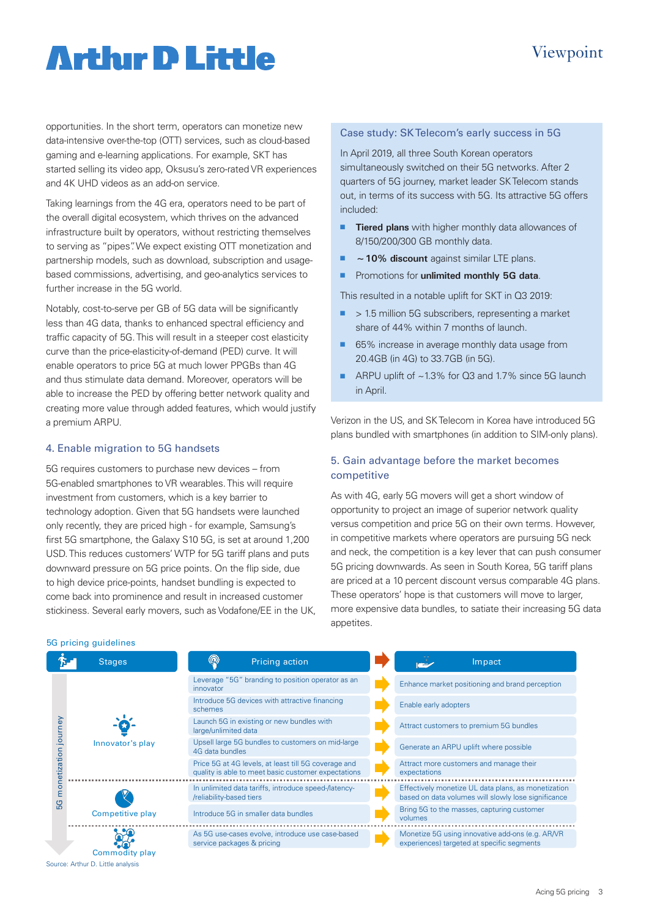opportunities. In the short term, operators can monetize new data-intensive over-the-top (OTT) services, such as cloud-based gaming and e-learning applications. For example, SKT has started selling its video app, Oksusu's zero-rated VR experiences and 4K UHD videos as an add-on service.

Taking learnings from the 4G era, operators need to be part of the overall digital ecosystem, which thrives on the advanced infrastructure built by operators, without restricting themselves to serving as "pipes". We expect existing OTT monetization and partnership models, such as download, subscription and usage-based commissions, advertising, and geo-analytics services to further increase in the 5G world.

Notably, cost-to-serve per GB of 5G data will be significantly less than 4G data, thanks to enhanced spectral efficiency and traffic capacity of 5G. This will result in a steeper cost elasticity curve than the price-elasticity-of-demand (PED) curve. It will enable operators to price 5G at much lower PPGBs than 4G and thus stimulate data demand. Moreover, operators will be able to increase the PED by offering better network quality and creating more value through added features, which would justify a premium ARPU.

### 4. Enable migration to 5G handsets

5G requires customers to purchase new devices – from 5G-enabled smartphones to VR wearables. This will require investment from customers, which is a key barrier to technology adoption. Given that 5G handsets were launched only recently, they are priced high - for example, Samsung's first 5G smartphone, the Galaxy S10 5G, is set at around 1,200 USD. This reduces customers' WTP for 5G tariff plans and puts downward pressure on 5G price points. On the flip side, due to high device price-points, handset bundling is expected to come back into prominence and result in increased customer stickiness. Several early movers, such as Vodafone/EE in the UK, Verizon in the US, and SK Telecom in Korea have introduced 5G plans bundled with smartphones (in addition to SIM-only plans).

> **Case study: SK Telecom's early success in 5G**
>
> In April 2019, all three South Korean operators simultaneously switched on their 5G networks. After 2 quarters of 5G journey, market leader SK Telecom stands out, in terms of its success with 5G. Its attractive 5G offers included:
>
> - **Tiered plans** with higher monthly data allowances of 8/150/200/300 GB monthly data.
> - **~10% discount** against similar LTE plans.
> - Promotions for **unlimited monthly 5G data**.
>
> This resulted in a notable uplift for SKT in Q3 2019:
>
> - > 1.5 million 5G subscribers, representing a market share of 44% within 7 months of launch.
> - 65% increase in average monthly data usage from 20.4GB (in 4G) to 33.7GB (in 5G).
> - ARPU uplift of ~1.3% for Q3 and 1.7% since 5G launch in April.

### 5. Gain advantage before the market becomes competitive

As with 4G, early 5G movers will get a short window of opportunity to project an image of superior network quality versus competition and price 5G on their own terms. However, in competitive markets where operators are pursuing 5G neck and neck, the competition is a key lever that can push consumer 5G pricing downwards. As seen in South Korea, 5G tariff plans are priced at a 10 percent discount versus comparable 4G plans. These operators' hope is that customers will move to larger, more expensive data bundles, to satiate their increasing 5G data appetites.

**5G pricing guidelines**

| Stages (5G monetization journey) | Pricing action | Impact |
|---|---|---|
| Innovator's play | Leverage "5G" branding to position operator as an innovator | Enhance market positioning and brand perception |
| | Introduce 5G devices with attractive financing schemes | Enable early adopters |
| | Launch 5G in existing or new bundles with large/unlimited data | Attract customers to premium 5G bundles |
| | Upsell large 5G bundles to customers on mid-large 4G data bundles | Generate an ARPU uplift where possible |
| | Price 5G at 4G levels, at least till 5G coverage and quality is able to meet basic customer expectations | Attract more customers and manage their expectations |
| Competitive play | In unlimited data tariffs, introduce speed-/latency-/reliability-based tiers | Effectively monetize UL data plans, as monetization based on data volumes will slowly lose significance |
| | Introduce 5G in smaller data bundles | Bring 5G to the masses, capturing customer volumes |
| Commodity play | As 5G use-cases evolve, introduce use case-based service packages & pricing | Monetize 5G using innovative add-ons (e.g. AR/VR experiences) targeted at specific segments |

Source: Arthur D. Little analysis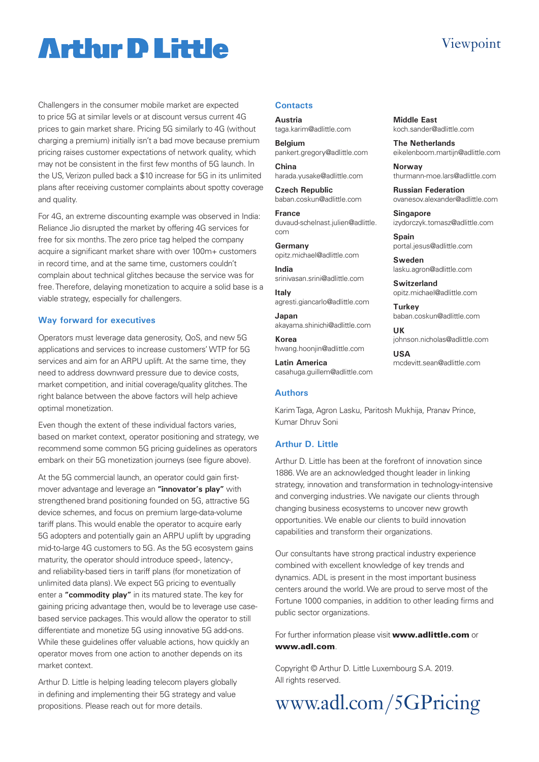Challengers in the consumer mobile market are expected to price 5G at similar levels or at discount versus current 4G prices to gain market share. Pricing 5G similarly to 4G (without charging a premium) initially isn't a bad move because premium pricing raises customer expectations of network quality, which may not be consistent in the first few months of 5G launch. In the US, Verizon pulled back a $10 increase for 5G in its unlimited plans after receiving customer complaints about spotty coverage and quality.

For 4G, an extreme discounting example was observed in India: Reliance Jio disrupted the market by offering 4G services for free for six months. The zero price tag helped the company acquire a significant market share with over 100m+ customers in record time, and at the same time, customers couldn't complain about technical glitches because the service was for free. Therefore, delaying monetization to acquire a solid base is a viable strategy, especially for challengers.

## Way forward for executives

Operators must leverage data generosity, QoS, and new 5G applications and services to increase customers' WTP for 5G services and aim for an ARPU uplift. At the same time, they need to address downward pressure due to device costs, market competition, and initial coverage/quality glitches. The right balance between the above factors will help achieve optimal monetization.

Even though the extent of these individual factors varies, based on market context, operator positioning and strategy, we recommend some common 5G pricing guidelines as operators embark on their 5G monetization journeys (see figure above).

At the 5G commercial launch, an operator could gain first-mover advantage and leverage an **"innovator's play"** with strengthened brand positioning founded on 5G, attractive 5G device schemes, and focus on premium large-data-volume tariff plans. This would enable the operator to acquire early 5G adopters and potentially gain an ARPU uplift by upgrading mid-to-large 4G customers to 5G. As the 5G ecosystem gains maturity, the operator should introduce speed-, latency-, and reliability-based tiers in tariff plans (for monetization of unlimited data plans). We expect 5G pricing to eventually enter a **"commodity play"** in its matured state. The key for gaining pricing advantage then, would be to leverage use case-based service packages. This would allow the operator to still differentiate and monetize 5G using innovative 5G add-ons. While these guidelines offer valuable actions, how quickly an operator moves from one action to another depends on its market context.

Arthur D. Little is helping leading telecom players globally in defining and implementing their 5G strategy and value propositions. Please reach out for more details.

## Contacts

**Austria**
taga.karim@adlittle.com

**Belgium**
pankert.gregory@adlittle.com

**China**
harada.yusake@adlittle.com

**Czech Republic**
baban.coskun@adlittle.com

**France**
duvaud-schelnast.julien@adlittle.com

**Germany**
opitz.michael@adlittle.com

**India**
srinivasan.srini@adlittle.com

**Italy**
agresti.giancarlo@adlittle.com

**Japan**
akayama.shinichi@adlittle.com

**Korea**
hwang.hoonjin@adlittle.com

**Latin America**
casahuga.guillem@adlittle.com

**Middle East**
koch.sander@adlittle.com

**The Netherlands**
eikelenboom.martijn@adlittle.com

**Norway**
thurmann-moe.lars@adlittle.com

**Russian Federation**
ovanesov.alexander@adlittle.com

**Singapore**
izydorczyk.tomasz@adlittle.com

**Spain**
portal.jesus@adlittle.com

**Sweden**
lasku.agron@adlittle.com

**Switzerland**
opitz.michael@adlittle.com

**Turkey**
baban.coskun@adlittle.com

**UK**
johnson.nicholas@adlittle.com

**USA**
mcdevitt.sean@adlittle.com

## Authors

Karim Taga, Agron Lasku, Paritosh Mukhija, Pranav Prince, Kumar Dhruv Soni

## Arthur D. Little

Arthur D. Little has been at the forefront of innovation since 1886. We are an acknowledged thought leader in linking strategy, innovation and transformation in technology-intensive and converging industries. We navigate our clients through changing business ecosystems to uncover new growth opportunities. We enable our clients to build innovation capabilities and transform their organizations.

Our consultants have strong practical industry experience combined with excellent knowledge of key trends and dynamics. ADL is present in the most important business centers around the world. We are proud to serve most of the Fortune 1000 companies, in addition to other leading firms and public sector organizations.

For further information please visit **www.adlittle.com** or **www.adl.com**.

Copyright © Arthur D. Little Luxembourg S.A. 2019. All rights reserved.

www.adl.com/5GPricing